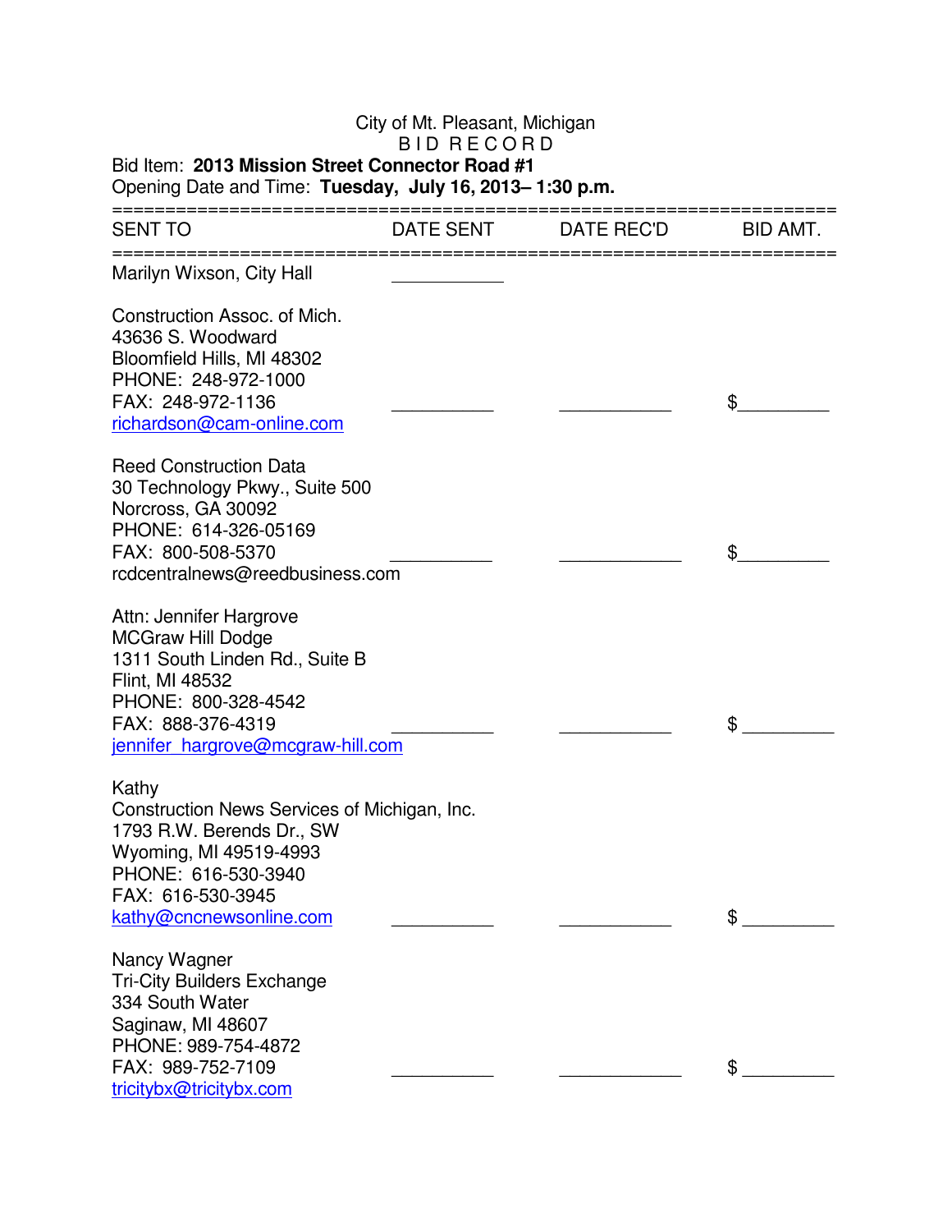City of Mt. Pleasant, Michigan

B I D R E C O R D

Bid Item: **2013 Mission Street Connector Road #1**

Opening Date and Time: **Tuesday, July 16, 2013– 1:30 p.m.**

| SENT TO | DATE SENT | DATE REC'D | BID AMT. |
|---|---|---|---|
| Marilyn Wixson, City Hall | ___________ | | |
| Construction Assoc. of Mich.<br>43636 S. Woodward<br>Bloomfield Hills, MI 48302<br>PHONE: 248-972-1000<br>FAX: 248-972-1136<br>richardson@cam-online.com | __________ | ___________ | $_________ |
| Reed Construction Data<br>30 Technology Pkwy., Suite 500<br>Norcross, GA 30092<br>PHONE: 614-326-05169<br>FAX: 800-508-5370<br>rcdcentralnews@reedbusiness.com | __________ | ____________ | $_________ |
| Attn: Jennifer Hargrove<br>MCGraw Hill Dodge<br>1311 South Linden Rd., Suite B<br>Flint, MI 48532<br>PHONE: 800-328-4542<br>FAX: 888-376-4319<br>jennifer_hargrove@mcgraw-hill.com | __________ | ___________ | $ _________ |
| Kathy<br>Construction News Services of Michigan, Inc.<br>1793 R.W. Berends Dr., SW<br>Wyoming, MI 49519-4993<br>PHONE: 616-530-3940<br>FAX: 616-530-3945<br>kathy@cncnewsonline.com | __________ | ___________ | $ _________ |
| Nancy Wagner<br>Tri-City Builders Exchange<br>334 South Water<br>Saginaw, MI 48607<br>PHONE: 989-754-4872<br>FAX: 989-752-7109<br>tricitybx@tricitybx.com | __________ | ____________ | $ _________ |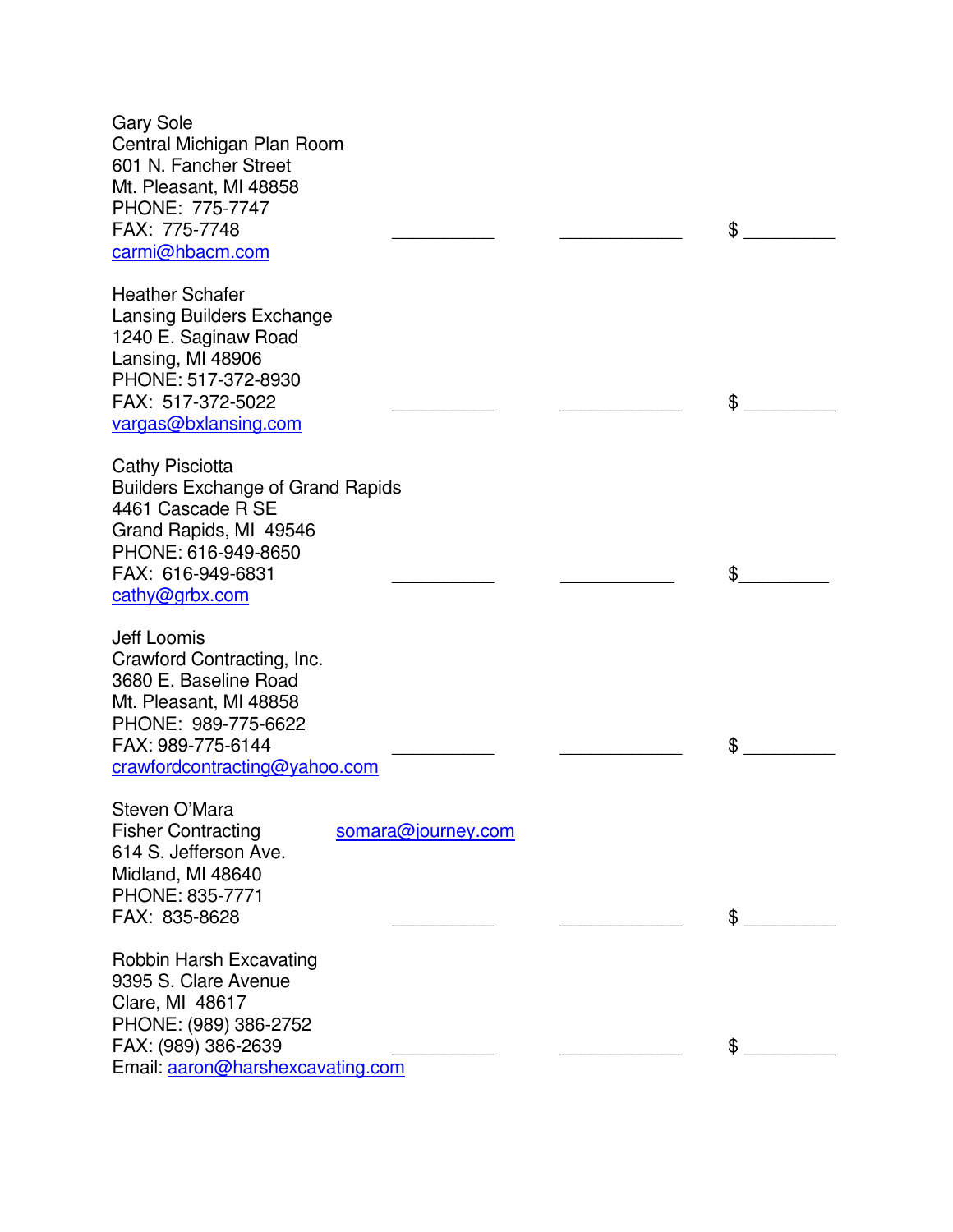Gary Sole
Central Michigan Plan Room
601 N. Fancher Street
Mt. Pleasant, MI 48858
PHONE:  775-7747
FAX:  775-7748 __________ ____________ $ _________
carmi@hbacm.com

Heather Schafer
Lansing Builders Exchange
1240 E. Saginaw Road
Lansing, MI 48906
PHONE: 517-372-8930
FAX:  517-372-5022 __________ ____________ $ _________
vargas@bxlansing.com

Cathy Pisciotta
Builders Exchange of Grand Rapids
4461 Cascade R SE
Grand Rapids, MI  49546
PHONE: 616-949-8650
FAX:  616-949-6831 __________ ____________ $_________
cathy@grbx.com

Jeff Loomis
Crawford Contracting, Inc.
3680 E. Baseline Road
Mt. Pleasant, MI 48858
PHONE:  989-775-6622
FAX: 989-775-6144 __________ ____________ $ _________
crawfordcontracting@yahoo.com

Steven O'Mara
Fisher Contracting somara@journey.com
614 S. Jefferson Ave.
Midland, MI 48640
PHONE: 835-7771
FAX:  835-8628 __________ ____________ $ _________

Robbin Harsh Excavating
9395 S. Clare Avenue
Clare, MI  48617
PHONE: (989) 386-2752
FAX: (989) 386-2639 __________ ____________ $ _________
Email: aaron@harshexcavating.com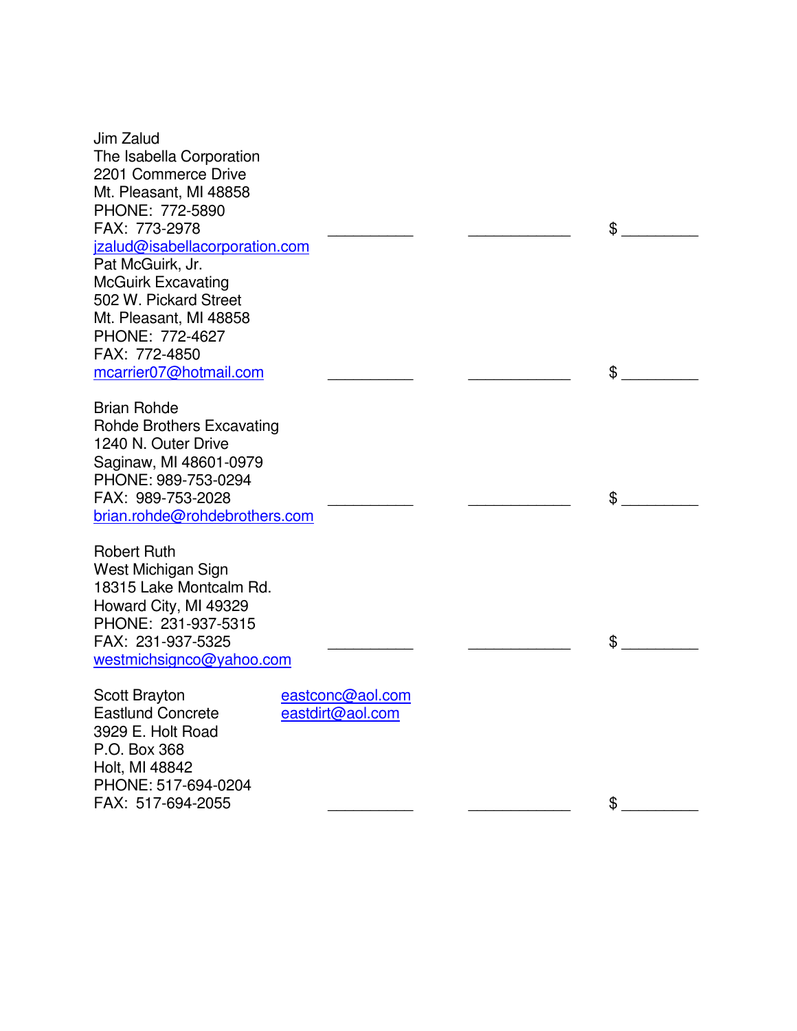| | | | |
|---|---|---|---|
| Jim Zalud<br>The Isabella Corporation<br>2201 Commerce Drive<br>Mt. Pleasant, MI 48858<br>PHONE: 772-5890<br>FAX: 773-2978<br>jzalud@isabellacorporation.com | __________ | ____________ | $ _________ |
| Pat McGuirk, Jr.<br>McGuirk Excavating<br>502 W. Pickard Street<br>Mt. Pleasant, MI 48858<br>PHONE: 772-4627<br>FAX: 772-4850<br>mcarrier07@hotmail.com | __________ | ____________ | $ _________ |
| Brian Rohde<br>Rohde Brothers Excavating<br>1240 N. Outer Drive<br>Saginaw, MI 48601-0979<br>PHONE: 989-753-0294<br>FAX: 989-753-2028<br>brian.rohde@rohdebrothers.com | __________ | ____________ | $ _________ |
| Robert Ruth<br>West Michigan Sign<br>18315 Lake Montcalm Rd.<br>Howard City, MI 49329<br>PHONE: 231-937-5315<br>FAX: 231-937-5325<br>westmichsignco@yahoo.com | __________ | ____________ | $ _________ |
| Scott Brayton<br>Eastlund Concrete<br>3929 E. Holt Road<br>P.O. Box 368<br>Holt, MI 48842<br>PHONE: 517-694-0204<br>FAX: 517-694-2055<br>eastconc@aol.com<br>eastdirt@aol.com | __________ | ____________ | $ _________ |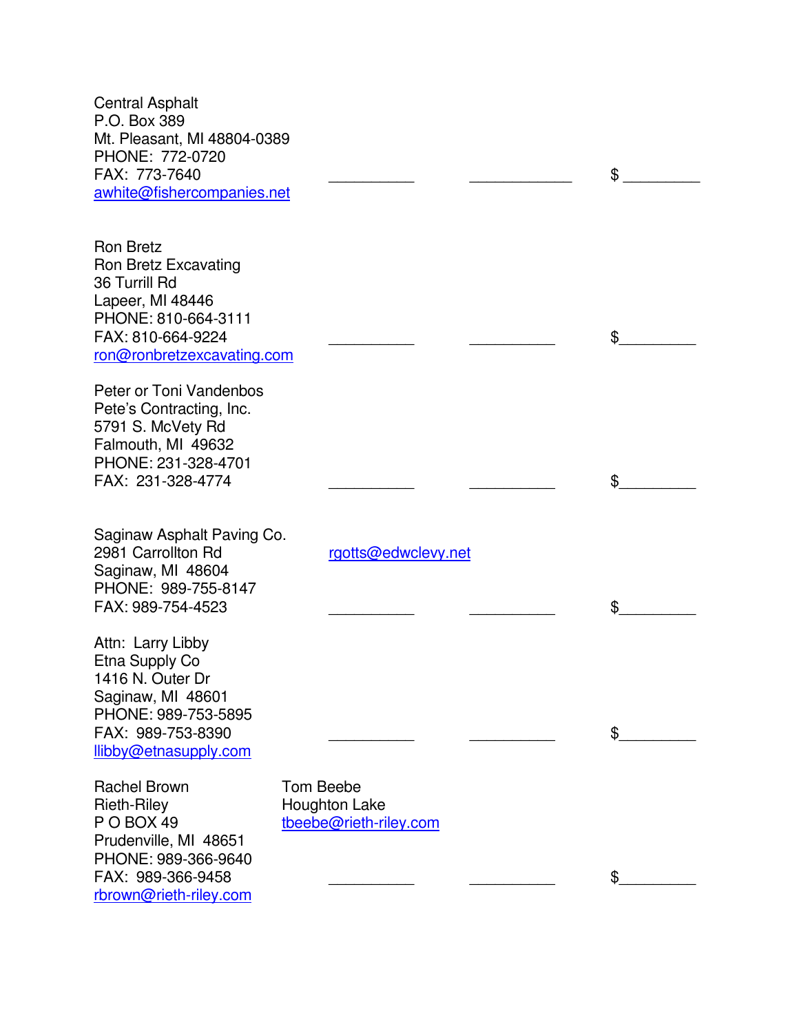Central Asphalt
P.O. Box 389
Mt. Pleasant, MI 48804-0389
PHONE: 772-0720
FAX: 773-7640 __________ ____________ $ _________
awhite@fishercompanies.net

Ron Bretz
Ron Bretz Excavating
36 Turrill Rd
Lapeer, MI 48446
PHONE: 810-664-3111
FAX: 810-664-9224 __________ __________ $_________
ron@ronbretzexcavating.com

Peter or Toni Vandenbos
Pete's Contracting, Inc.
5791 S. McVety Rd
Falmouth, MI 49632
PHONE: 231-328-4701
FAX: 231-328-4774 __________ __________ $_________

Saginaw Asphalt Paving Co.
2981 Carrollton Rd rgotts@edwclevy.net
Saginaw, MI 48604
PHONE: 989-755-8147
FAX: 989-754-4523 __________ __________ $_________

Attn: Larry Libby
Etna Supply Co
1416 N. Outer Dr
Saginaw, MI 48601
PHONE: 989-753-5895
FAX: 989-753-8390 __________ __________ $_________
llibby@etnasupply.com

Rachel Brown
Rieth-Riley
P O BOX 49
Prudenville, MI 48651
PHONE: 989-366-9640
FAX: 989-366-9458 __________ __________ $_________
rbrown@rieth-riley.com

Tom Beebe
Houghton Lake
tbeebe@rieth-riley.com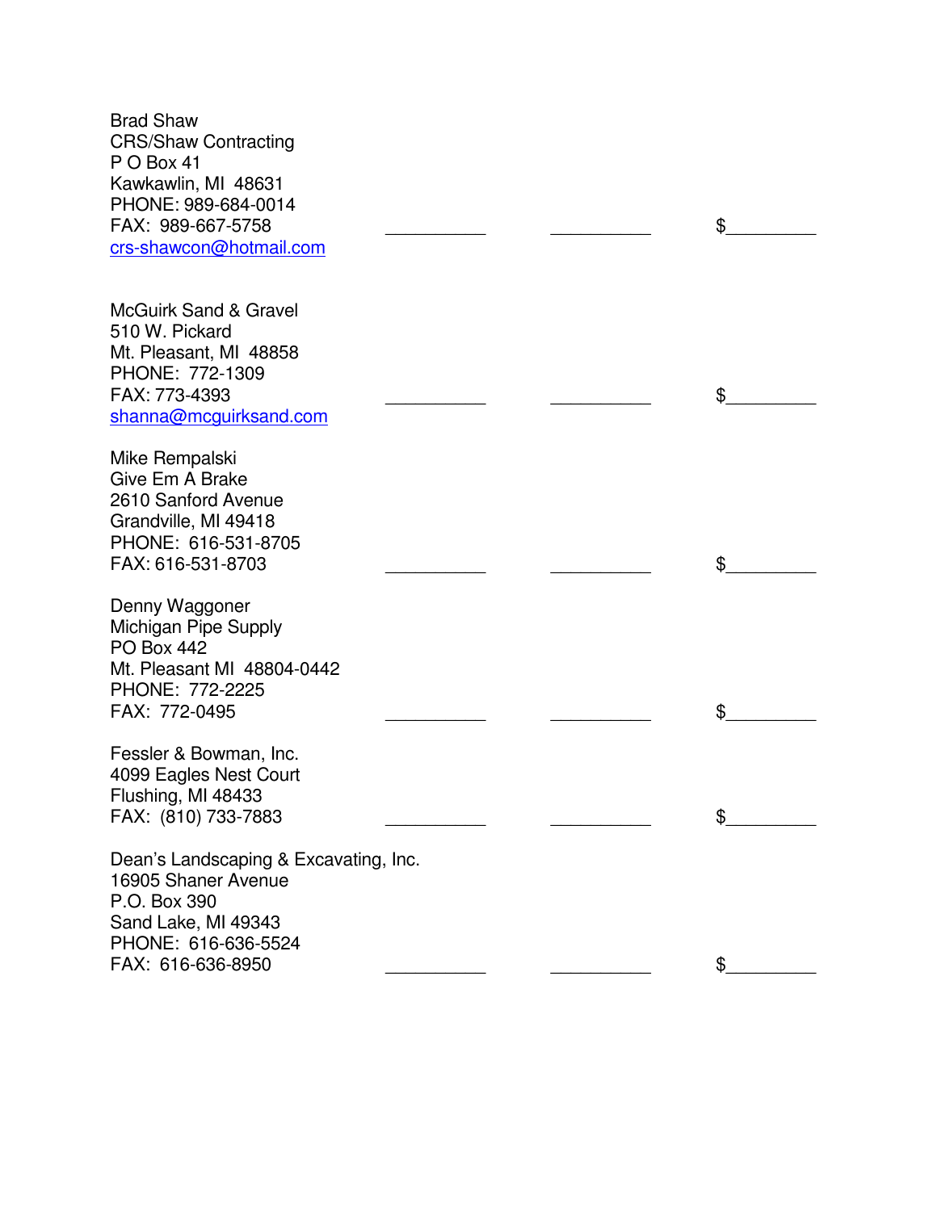| | | | |
|---|---|---|---|
| Brad Shaw<br>CRS/Shaw Contracting<br>P O Box 41<br>Kawkawlin, MI 48631<br>PHONE: 989-684-0014<br>FAX: 989-667-5758<br>crs-shawcon@hotmail.com | __________ | __________ | $_________ |
| McGuirk Sand & Gravel<br>510 W. Pickard<br>Mt. Pleasant, MI 48858<br>PHONE: 772-1309<br>FAX: 773-4393<br>shanna@mcguirksand.com | __________ | __________ | $_________ |
| Mike Rempalski<br>Give Em A Brake<br>2610 Sanford Avenue<br>Grandville, MI 49418<br>PHONE: 616-531-8705<br>FAX: 616-531-8703 | __________ | __________ | $_________ |
| Denny Waggoner<br>Michigan Pipe Supply<br>PO Box 442<br>Mt. Pleasant MI 48804-0442<br>PHONE: 772-2225<br>FAX: 772-0495 | __________ | __________ | $_________ |
| Fessler & Bowman, Inc.<br>4099 Eagles Nest Court<br>Flushing, MI 48433<br>FAX: (810) 733-7883 | __________ | __________ | $_________ |
| Dean's Landscaping & Excavating, Inc.<br>16905 Shaner Avenue<br>P.O. Box 390<br>Sand Lake, MI 49343<br>PHONE: 616-636-5524<br>FAX: 616-636-8950 | __________ | __________ | $_________ |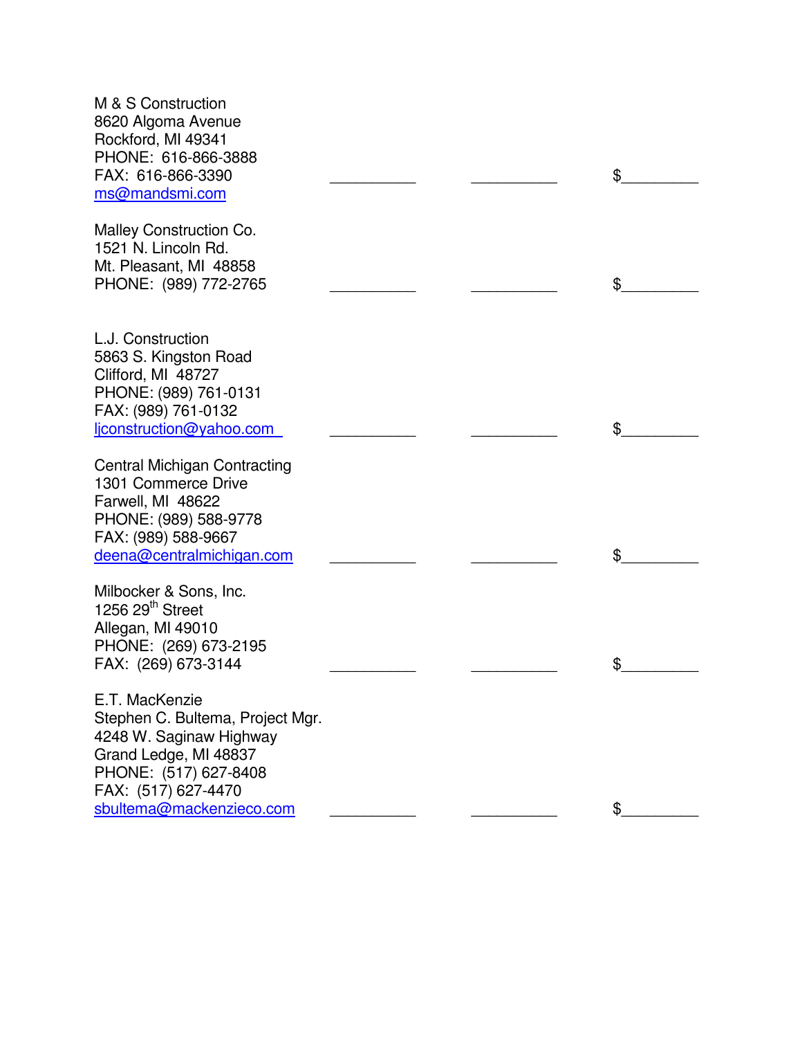| | | | |
|---|---|---|---|
| M & S Construction<br>8620 Algoma Avenue<br>Rockford, MI 49341<br>PHONE: 616-866-3888<br>FAX: 616-866-3390<br>ms@mandsmi.com | __________ | __________ | $_________ |
| Malley Construction Co.<br>1521 N. Lincoln Rd.<br>Mt. Pleasant, MI 48858<br>PHONE: (989) 772-2765 | __________ | __________ | $_________ |
| L.J. Construction<br>5863 S. Kingston Road<br>Clifford, MI 48727<br>PHONE: (989) 761-0131<br>FAX: (989) 761-0132<br>ljconstruction@yahoo.com | __________ | __________ | $_________ |
| Central Michigan Contracting<br>1301 Commerce Drive<br>Farwell, MI 48622<br>PHONE: (989) 588-9778<br>FAX: (989) 588-9667<br>deena@centralmichigan.com | __________ | __________ | $_________ |
| Milbocker & Sons, Inc.<br>1256 29th Street<br>Allegan, MI 49010<br>PHONE: (269) 673-2195<br>FAX: (269) 673-3144 | __________ | __________ | $_________ |
| E.T. MacKenzie<br>Stephen C. Bultema, Project Mgr.<br>4248 W. Saginaw Highway<br>Grand Ledge, MI 48837<br>PHONE: (517) 627-8408<br>FAX: (517) 627-4470<br>sbultema@mackenzieco.com | __________ | __________ | $_________ |